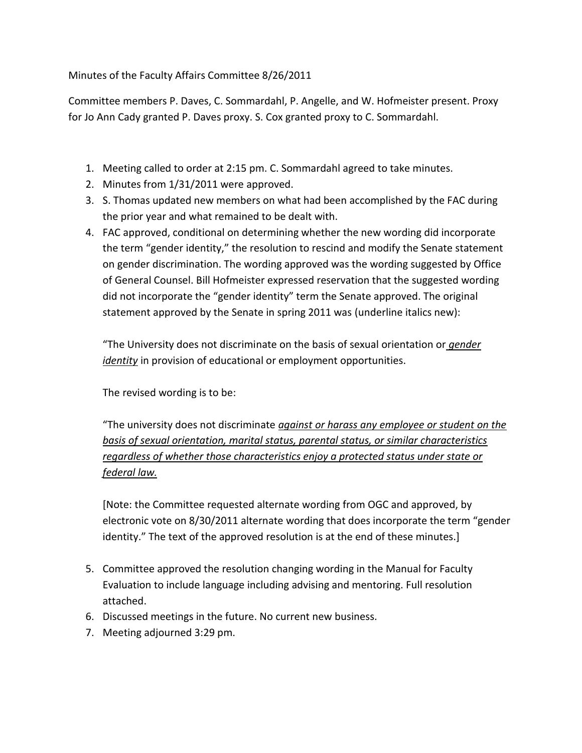Minutes of the Faculty Affairs Committee 8/26/2011

Committee members P. Daves, C. Sommardahl, P. Angelle, and W. Hofmeister present. Proxy for Jo Ann Cady granted P. Daves proxy. S. Cox granted proxy to C. Sommardahl.

1. Meeting called to order at 2:15 pm. C. Sommardahl agreed to take minutes.
2. Minutes from 1/31/2011 were approved.
3. S. Thomas updated new members on what had been accomplished by the FAC during the prior year and what remained to be dealt with.
4. FAC approved, conditional on determining whether the new wording did incorporate the term "gender identity," the resolution to rescind and modify the Senate statement on gender discrimination. The wording approved was the wording suggested by Office of General Counsel. Bill Hofmeister expressed reservation that the suggested wording did not incorporate the "gender identity" term the Senate approved. The original statement approved by the Senate in spring 2011 was (underline italics new):

   "The University does not discriminate on the basis of sexual orientation or <u>*gender identity*</u> in provision of educational or employment opportunities.

   The revised wording is to be:

   "The university does not discriminate <u>*against or harass any employee or student on the basis of sexual orientation, marital status, parental status, or similar characteristics regardless of whether those characteristics enjoy a protected status under state or federal law.*</u>

   [Note: the Committee requested alternate wording from OGC and approved, by electronic vote on 8/30/2011 alternate wording that does incorporate the term "gender identity." The text of the approved resolution is at the end of these minutes.]

5. Committee approved the resolution changing wording in the Manual for Faculty Evaluation to include language including advising and mentoring. Full resolution attached.
6. Discussed meetings in the future. No current new business.
7. Meeting adjourned 3:29 pm.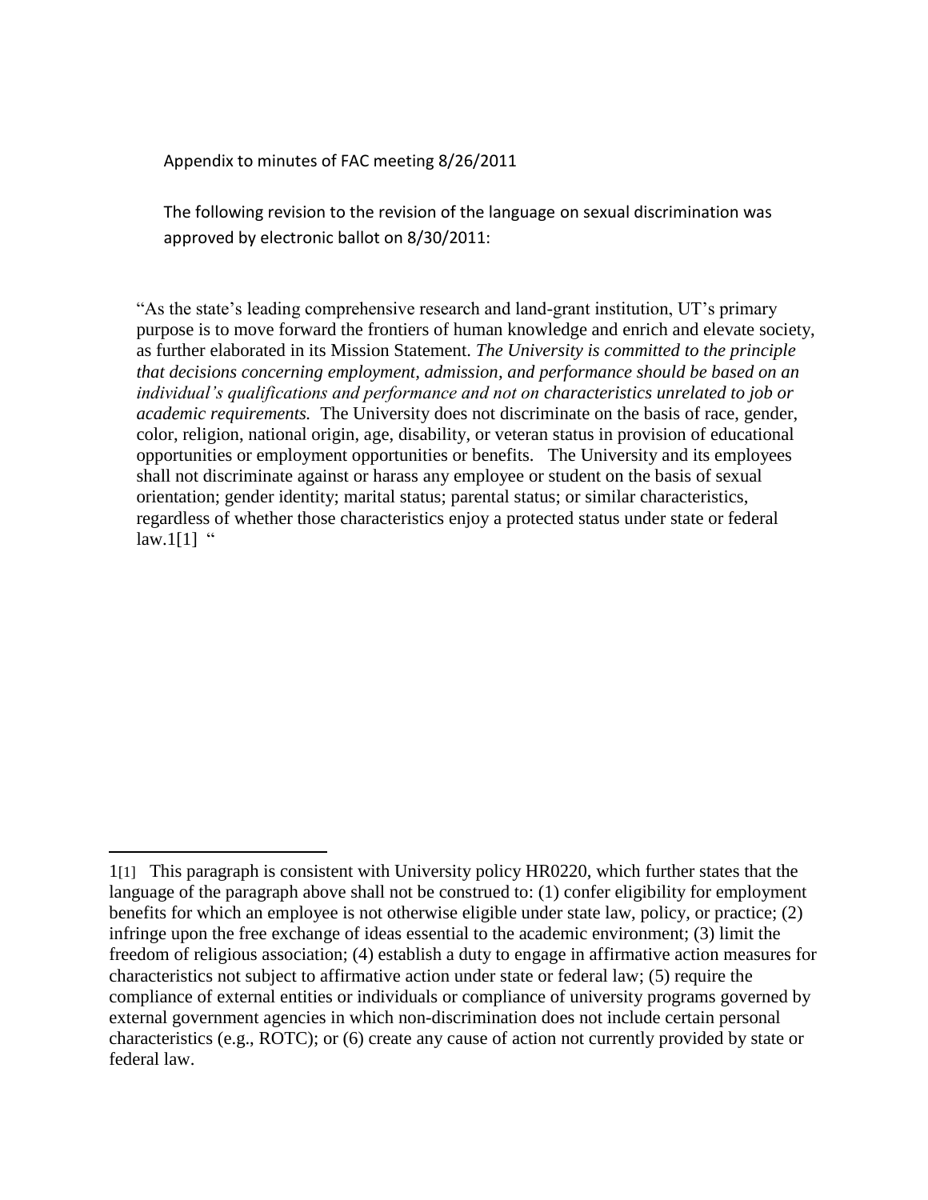Appendix to minutes of FAC meeting 8/26/2011

The following revision to the revision of the language on sexual discrimination was approved by electronic ballot on 8/30/2011:

"As the state's leading comprehensive research and land-grant institution, UT's primary purpose is to move forward the frontiers of human knowledge and enrich and elevate society, as further elaborated in its Mission Statement. *The University is committed to the principle that decisions concerning employment, admission, and performance should be based on an individual's qualifications and performance and not on characteristics unrelated to job or academic requirements.* The University does not discriminate on the basis of race, gender, color, religion, national origin, age, disability, or veteran status in provision of educational opportunities or employment opportunities or benefits. The University and its employees shall not discriminate against or harass any employee or student on the basis of sexual orientation; gender identity; marital status; parental status; or similar characteristics, regardless of whether those characteristics enjoy a protected status under state or federal law.1[1] "

---

1[1] This paragraph is consistent with University policy HR0220, which further states that the language of the paragraph above shall not be construed to: (1) confer eligibility for employment benefits for which an employee is not otherwise eligible under state law, policy, or practice; (2) infringe upon the free exchange of ideas essential to the academic environment; (3) limit the freedom of religious association; (4) establish a duty to engage in affirmative action measures for characteristics not subject to affirmative action under state or federal law; (5) require the compliance of external entities or individuals or compliance of university programs governed by external government agencies in which non-discrimination does not include certain personal characteristics (e.g., ROTC); or (6) create any cause of action not currently provided by state or federal law.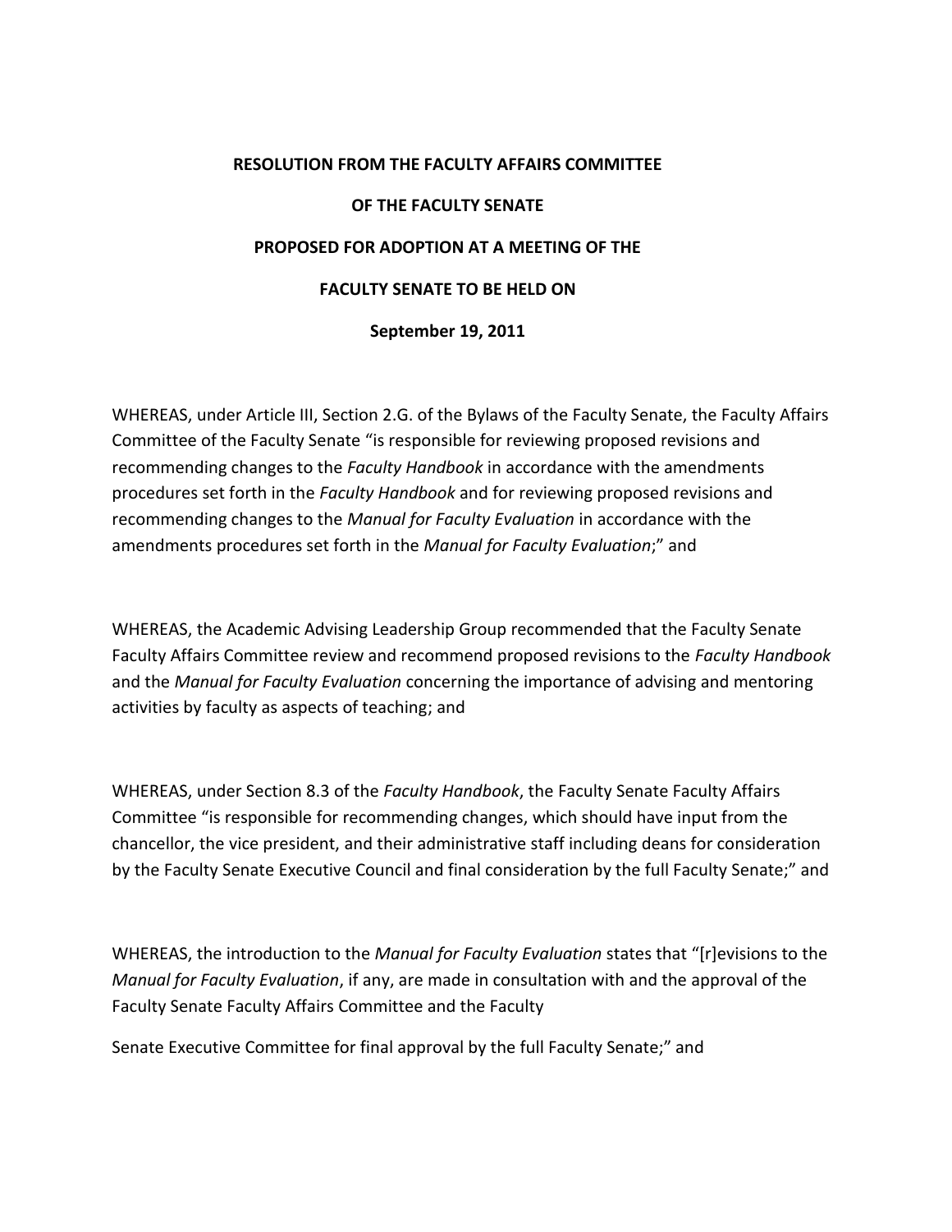**RESOLUTION FROM THE FACULTY AFFAIRS COMMITTEE**

**OF THE FACULTY SENATE**

**PROPOSED FOR ADOPTION AT A MEETING OF THE**

**FACULTY SENATE TO BE HELD ON**

**September 19, 2011**

WHEREAS, under Article III, Section 2.G. of the Bylaws of the Faculty Senate, the Faculty Affairs Committee of the Faculty Senate "is responsible for reviewing proposed revisions and recommending changes to the *Faculty Handbook* in accordance with the amendments procedures set forth in the *Faculty Handbook* and for reviewing proposed revisions and recommending changes to the *Manual for Faculty Evaluation* in accordance with the amendments procedures set forth in the *Manual for Faculty Evaluation*;" and

WHEREAS, the Academic Advising Leadership Group recommended that the Faculty Senate Faculty Affairs Committee review and recommend proposed revisions to the *Faculty Handbook* and the *Manual for Faculty Evaluation* concerning the importance of advising and mentoring activities by faculty as aspects of teaching; and

WHEREAS, under Section 8.3 of the *Faculty Handbook*, the Faculty Senate Faculty Affairs Committee "is responsible for recommending changes, which should have input from the chancellor, the vice president, and their administrative staff including deans for consideration by the Faculty Senate Executive Council and final consideration by the full Faculty Senate;" and

WHEREAS, the introduction to the *Manual for Faculty Evaluation* states that "[r]evisions to the *Manual for Faculty Evaluation*, if any, are made in consultation with and the approval of the Faculty Senate Faculty Affairs Committee and the Faculty Senate Executive Committee for final approval by the full Faculty Senate;" and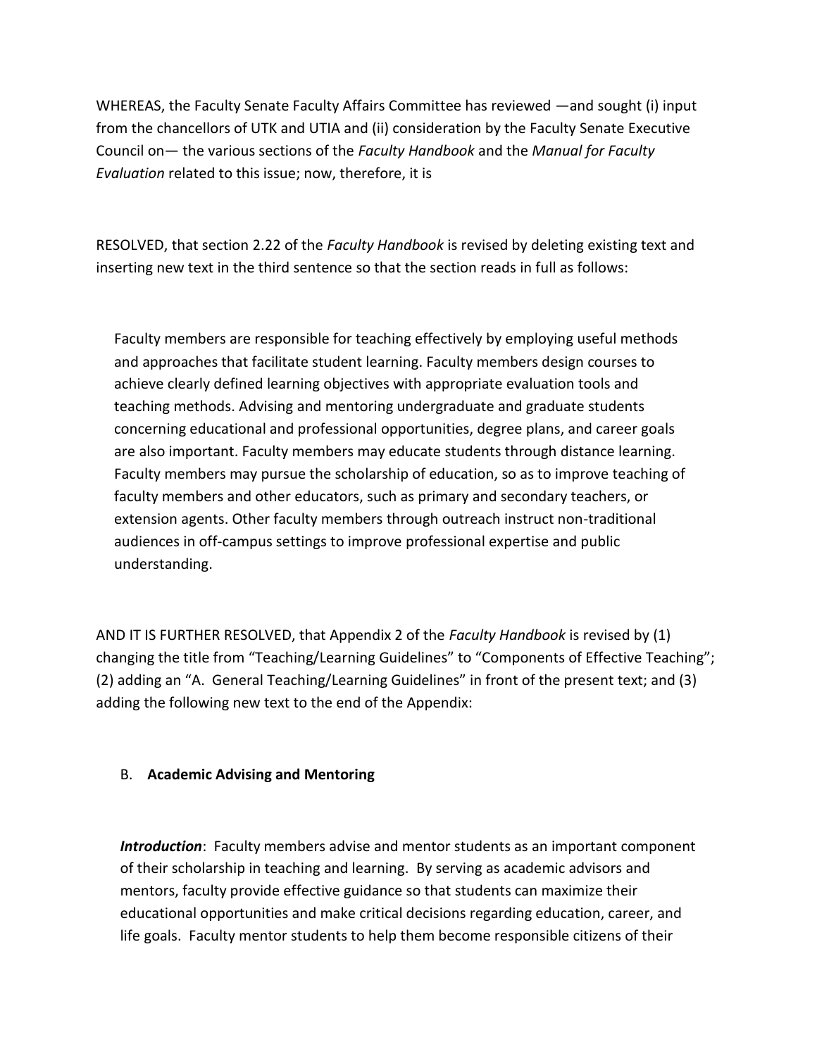WHEREAS, the Faculty Senate Faculty Affairs Committee has reviewed —and sought (i) input from the chancellors of UTK and UTIA and (ii) consideration by the Faculty Senate Executive Council on— the various sections of the *Faculty Handbook* and the *Manual for Faculty Evaluation* related to this issue; now, therefore, it is

RESOLVED, that section 2.22 of the *Faculty Handbook* is revised by deleting existing text and inserting new text in the third sentence so that the section reads in full as follows:

> Faculty members are responsible for teaching effectively by employing useful methods and approaches that facilitate student learning. Faculty members design courses to achieve clearly defined learning objectives with appropriate evaluation tools and teaching methods. Advising and mentoring undergraduate and graduate students concerning educational and professional opportunities, degree plans, and career goals are also important. Faculty members may educate students through distance learning. Faculty members may pursue the scholarship of education, so as to improve teaching of faculty members and other educators, such as primary and secondary teachers, or extension agents. Other faculty members through outreach instruct non-traditional audiences in off-campus settings to improve professional expertise and public understanding.

AND IT IS FURTHER RESOLVED, that Appendix 2 of the *Faculty Handbook* is revised by (1) changing the title from "Teaching/Learning Guidelines" to "Components of Effective Teaching"; (2) adding an "A. General Teaching/Learning Guidelines" in front of the present text; and (3) adding the following new text to the end of the Appendix:

B. **Academic Advising and Mentoring**

***Introduction***: Faculty members advise and mentor students as an important component of their scholarship in teaching and learning. By serving as academic advisors and mentors, faculty provide effective guidance so that students can maximize their educational opportunities and make critical decisions regarding education, career, and life goals. Faculty mentor students to help them become responsible citizens of their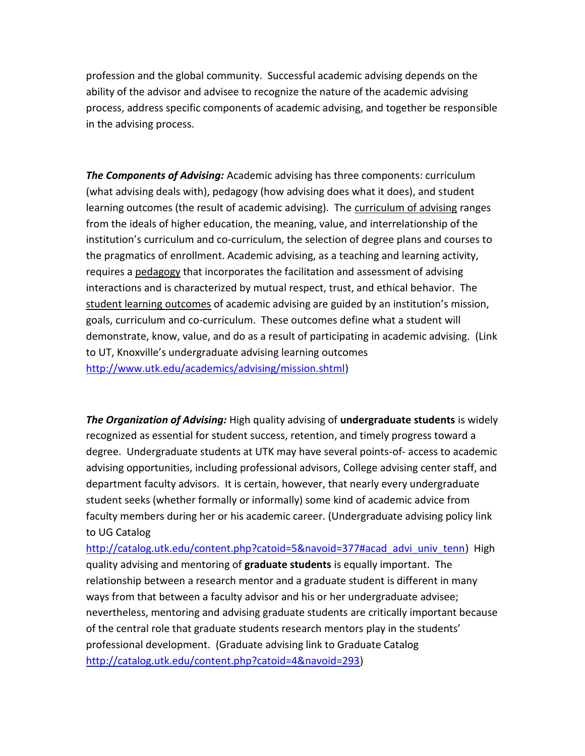profession and the global community. Successful academic advising depends on the ability of the advisor and advisee to recognize the nature of the academic advising process, address specific components of academic advising, and together be responsible in the advising process.

***The Components of Advising:*** Academic advising has three components: curriculum (what advising deals with), pedagogy (how advising does what it does), and student learning outcomes (the result of academic advising). The <u>curriculum of advising</u> ranges from the ideals of higher education, the meaning, value, and interrelationship of the institution's curriculum and co-curriculum, the selection of degree plans and courses to the pragmatics of enrollment. Academic advising, as a teaching and learning activity, requires a <u>pedagogy</u> that incorporates the facilitation and assessment of advising interactions and is characterized by mutual respect, trust, and ethical behavior. The <u>student learning outcomes</u> of academic advising are guided by an institution's mission, goals, curriculum and co-curriculum. These outcomes define what a student will demonstrate, know, value, and do as a result of participating in academic advising. (Link to UT, Knoxville's undergraduate advising learning outcomes [http://www.utk.edu/academics/advising/mission.shtml](http://www.utk.edu/academics/advising/mission.shtml))

***The Organization of Advising:*** High quality advising of **undergraduate students** is widely recognized as essential for student success, retention, and timely progress toward a degree. Undergraduate students at UTK may have several points-of- access to academic advising opportunities, including professional advisors, College advising center staff, and department faculty advisors. It is certain, however, that nearly every undergraduate student seeks (whether formally or informally) some kind of academic advice from faculty members during her or his academic career. (Undergraduate advising policy link to UG Catalog [http://catalog.utk.edu/content.php?catoid=5&navoid=377#acad_advi_univ_tenn](http://catalog.utk.edu/content.php?catoid=5&navoid=377#acad_advi_univ_tenn)) High quality advising and mentoring of **graduate students** is equally important. The relationship between a research mentor and a graduate student is different in many ways from that between a faculty advisor and his or her undergraduate advisee; nevertheless, mentoring and advising graduate students are critically important because of the central role that graduate students research mentors play in the students' professional development. (Graduate advising link to Graduate Catalog [http://catalog.utk.edu/content.php?catoid=4&navoid=293](http://catalog.utk.edu/content.php?catoid=4&navoid=293))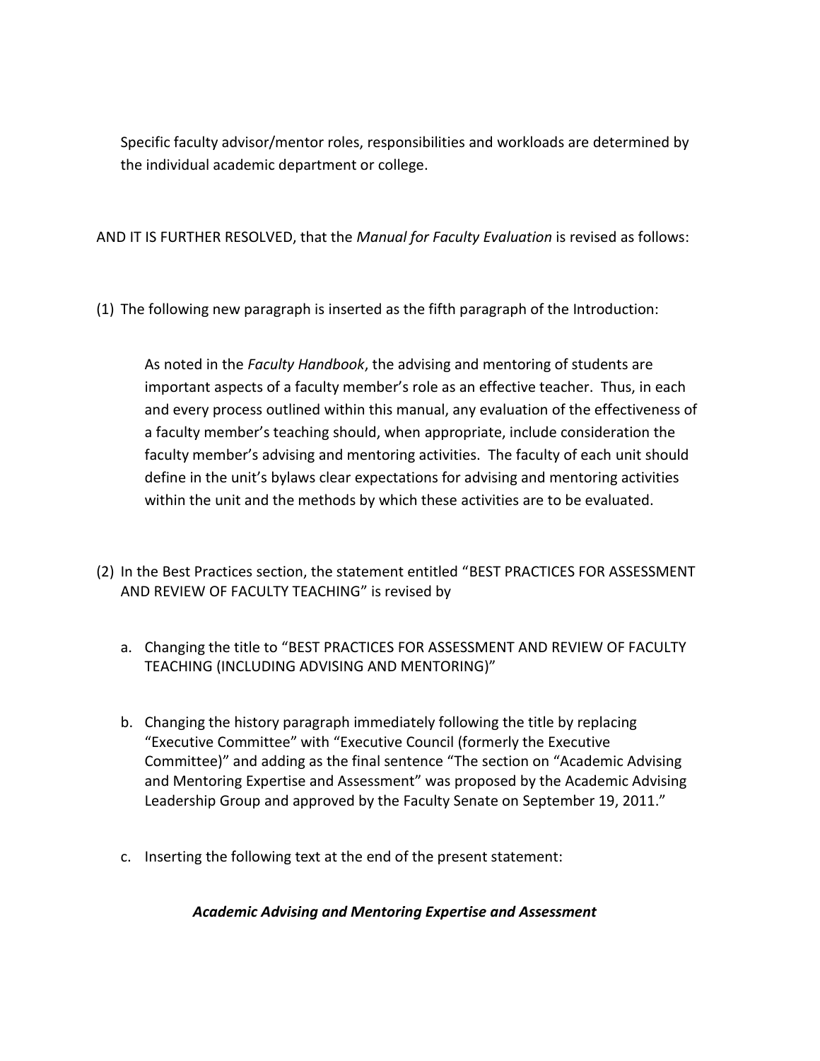Specific faculty advisor/mentor roles, responsibilities and workloads are determined by the individual academic department or college.

AND IT IS FURTHER RESOLVED, that the *Manual for Faculty Evaluation* is revised as follows:

(1) The following new paragraph is inserted as the fifth paragraph of the Introduction:

> As noted in the *Faculty Handbook*, the advising and mentoring of students are important aspects of a faculty member's role as an effective teacher. Thus, in each and every process outlined within this manual, any evaluation of the effectiveness of a faculty member's teaching should, when appropriate, include consideration the faculty member's advising and mentoring activities. The faculty of each unit should define in the unit's bylaws clear expectations for advising and mentoring activities within the unit and the methods by which these activities are to be evaluated.

(2) In the Best Practices section, the statement entitled "BEST PRACTICES FOR ASSESSMENT AND REVIEW OF FACULTY TEACHING" is revised by

   a. Changing the title to "BEST PRACTICES FOR ASSESSMENT AND REVIEW OF FACULTY TEACHING (INCLUDING ADVISING AND MENTORING)"

   b. Changing the history paragraph immediately following the title by replacing "Executive Committee" with "Executive Council (formerly the Executive Committee)" and adding as the final sentence "The section on "Academic Advising and Mentoring Expertise and Assessment" was proposed by the Academic Advising Leadership Group and approved by the Faculty Senate on September 19, 2011."

   c. Inserting the following text at the end of the present statement:

***Academic Advising and Mentoring Expertise and Assessment***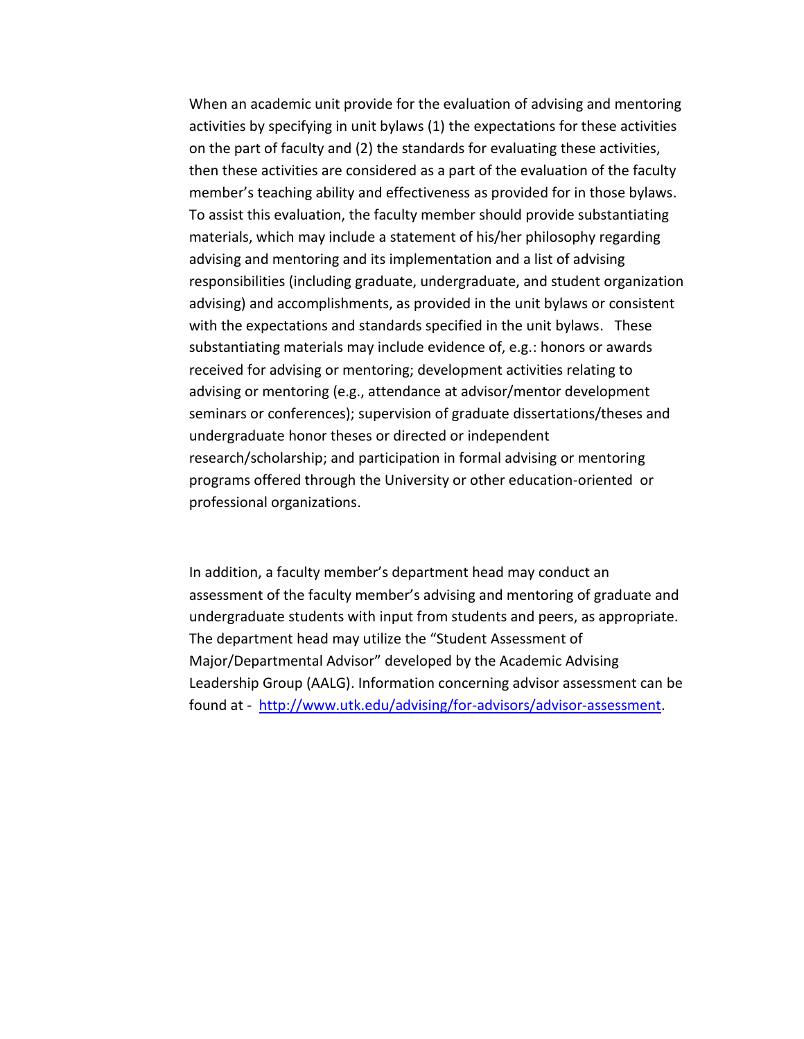When an academic unit provide for the evaluation of advising and mentoring activities by specifying in unit bylaws (1) the expectations for these activities on the part of faculty and (2) the standards for evaluating these activities, then these activities are considered as a part of the evaluation of the faculty member's teaching ability and effectiveness as provided for in those bylaws. To assist this evaluation, the faculty member should provide substantiating materials, which may include a statement of his/her philosophy regarding advising and mentoring and its implementation and a list of advising responsibilities (including graduate, undergraduate, and student organization advising) and accomplishments, as provided in the unit bylaws or consistent with the expectations and standards specified in the unit bylaws. These substantiating materials may include evidence of, e.g.: honors or awards received for advising or mentoring; development activities relating to advising or mentoring (e.g., attendance at advisor/mentor development seminars or conferences); supervision of graduate dissertations/theses and undergraduate honor theses or directed or independent research/scholarship; and participation in formal advising or mentoring programs offered through the University or other education-oriented or professional organizations.

In addition, a faculty member's department head may conduct an assessment of the faculty member's advising and mentoring of graduate and undergraduate students with input from students and peers, as appropriate. The department head may utilize the "Student Assessment of Major/Departmental Advisor" developed by the Academic Advising Leadership Group (AALG). Information concerning advisor assessment can be found at - [http://www.utk.edu/advising/for-advisors/advisor-assessment](http://www.utk.edu/advising/for-advisors/advisor-assessment).